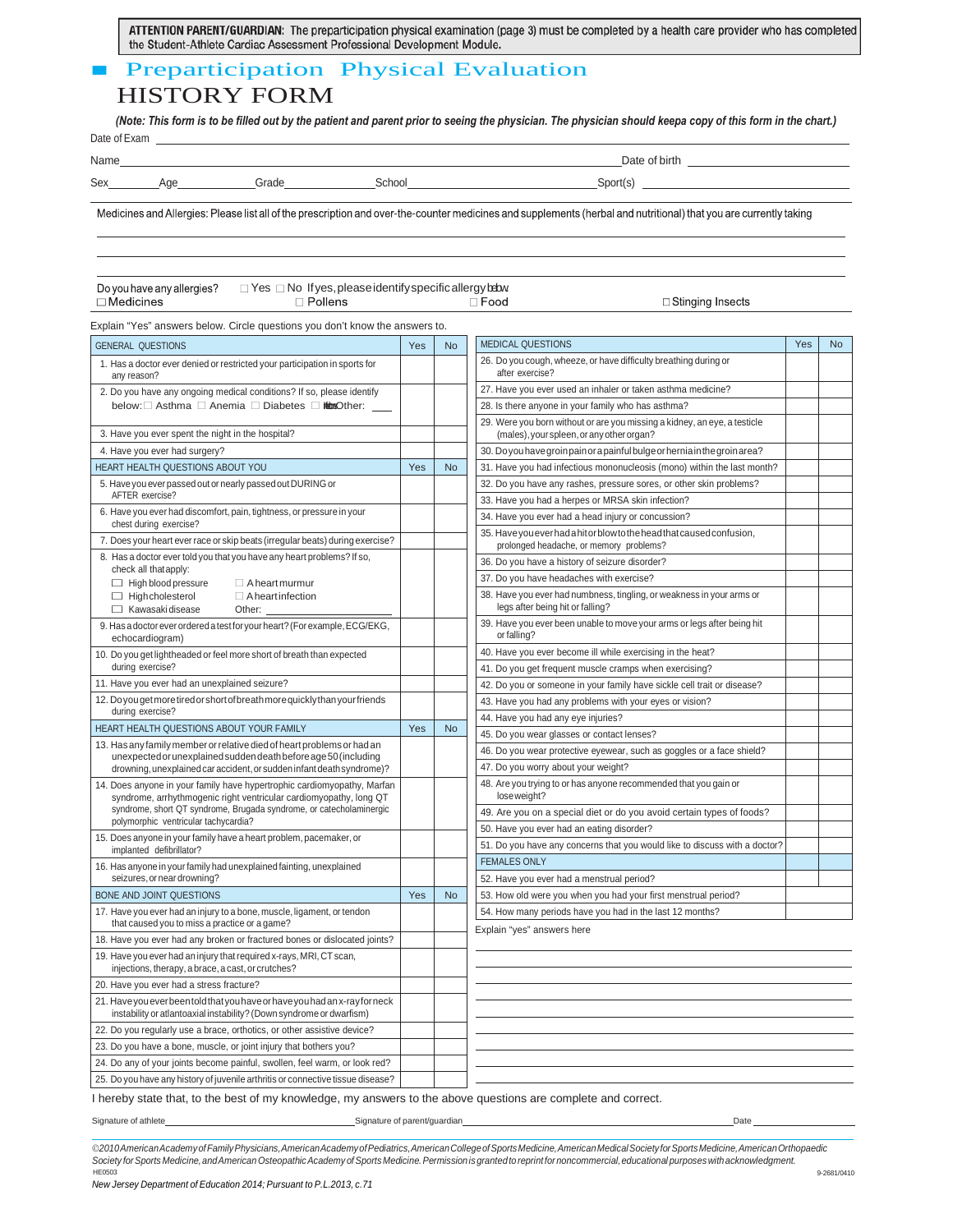**ATTENTION PARENT/GUARDIAN:** The preparticipation physical examination (page 3) must be completed by a health care provider who has completed the Student-Athlete Cardiac Assessment Professional Development Module.

# Preparticipation Physical Evaluation

## HISTORY FORM

*(Note: This form is to be filled out by the patient and parent prior to seeing the physician. The physician should keepa copy of this form in the chart.)*

Date of Exam ___________________________

Name ___________________________ Date of birth ___________________________

Sex ________ Age ________ Grade ________ School ___________________________ Sport(s) ___________________________

Medicines and Allergies: Please list all of the prescription and over-the-counter medicines and supplements (herbal and nutritional) that you are currently taking

___________________________

___________________________

Do you have any allergies? ☐ Yes ☐ No If yes, please identify specific allergy below.
☐ Medicines ☐ Pollens ☐ Food ☐ Stinging Insects

Explain "Yes" answers below. Circle questions you don't know the answers to.

| GENERAL QUESTIONS | Yes | No |
|---|---|---|
| 1. Has a doctor ever denied or restricted your participation in sports for any reason? | | |
| 2. Do you have any ongoing medical conditions? If so, please identify below: ☐ Asthma ☐ Anemia ☐ Diabetes ☐ Infections Other: ___ | | |
| 3. Have you ever spent the night in the hospital? | | |
| 4. Have you ever had surgery? | | |
| **HEART HEALTH QUESTIONS ABOUT YOU** | **Yes** | **No** |
| 5. Have you ever passed out or nearly passed out DURING or AFTER exercise? | | |
| 6. Have you ever had discomfort, pain, tightness, or pressure in your chest during exercise? | | |
| 7. Does your heart ever race or skip beats (irregular beats) during exercise? | | |
| 8. Has a doctor ever told you that you have any heart problems? If so, check all that apply: ☐ High blood pressure ☐ A heart murmur ☐ High cholesterol ☐ A heart infection ☐ Kawasaki disease Other: ___ | | |
| 9. Has a doctor ever ordered a test for your heart? (For example, ECG/EKG, echocardiogram) | | |
| 10. Do you get lightheaded or feel more short of breath than expected during exercise? | | |
| 11. Have you ever had an unexplained seizure? | | |
| 12. Do you get more tired or short of breath more quickly than your friends during exercise? | | |
| **HEART HEALTH QUESTIONS ABOUT YOUR FAMILY** | **Yes** | **No** |
| 13. Has any family member or relative died of heart problems or had an unexpected or unexplained sudden death before age 50 (including drowning, unexplained car accident, or sudden infant death syndrome)? | | |
| 14. Does anyone in your family have hypertrophic cardiomyopathy, Marfan syndrome, arrhythmogenic right ventricular cardiomyopathy, long QT syndrome, short QT syndrome, Brugada syndrome, or catecholaminergic polymorphic ventricular tachycardia? | | |
| 15. Does anyone in your family have a heart problem, pacemaker, or implanted defibrillator? | | |
| 16. Has anyone in your family had unexplained fainting, unexplained seizures, or near drowning? | | |
| **BONE AND JOINT QUESTIONS** | **Yes** | **No** |
| 17. Have you ever had an injury to a bone, muscle, ligament, or tendon that caused you to miss a practice or a game? | | |
| 18. Have you ever had any broken or fractured bones or dislocated joints? | | |
| 19. Have you ever had an injury that required x-rays, MRI, CT scan, injections, therapy, a brace, a cast, or crutches? | | |
| 20. Have you ever had a stress fracture? | | |
| 21. Have you ever been told that you have or have you had an x-ray for neck instability or atlantoaxial instability? (Down syndrome or dwarfism) | | |
| 22. Do you regularly use a brace, orthotics, or other assistive device? | | |
| 23. Do you have a bone, muscle, or joint injury that bothers you? | | |
| 24. Do any of your joints become painful, swollen, feel warm, or look red? | | |
| 25. Do you have any history of juvenile arthritis or connective tissue disease? | | |

| MEDICAL QUESTIONS | Yes | No |
|---|---|---|
| 26. Do you cough, wheeze, or have difficulty breathing during or after exercise? | | |
| 27. Have you ever used an inhaler or taken asthma medicine? | | |
| 28. Is there anyone in your family who has asthma? | | |
| 29. Were you born without or are you missing a kidney, an eye, a testicle (males), your spleen, or any other organ? | | |
| 30. Do you have groin pain or a painful bulge or hernia in the groin area? | | |
| 31. Have you had infectious mononucleosis (mono) within the last month? | | |
| 32. Do you have any rashes, pressure sores, or other skin problems? | | |
| 33. Have you had a herpes or MRSA skin infection? | | |
| 34. Have you ever had a head injury or concussion? | | |
| 35. Have you ever had a hit or blow to the head that caused confusion, prolonged headache, or memory problems? | | |
| 36. Do you have a history of seizure disorder? | | |
| 37. Do you have headaches with exercise? | | |
| 38. Have you ever had numbness, tingling, or weakness in your arms or legs after being hit or falling? | | |
| 39. Have you ever been unable to move your arms or legs after being hit or falling? | | |
| 40. Have you ever become ill while exercising in the heat? | | |
| 41. Do you get frequent muscle cramps when exercising? | | |
| 42. Do you or someone in your family have sickle cell trait or disease? | | |
| 43. Have you had any problems with your eyes or vision? | | |
| 44. Have you had any eye injuries? | | |
| 45. Do you wear glasses or contact lenses? | | |
| 46. Do you wear protective eyewear, such as goggles or a face shield? | | |
| 47. Do you worry about your weight? | | |
| 48. Are you trying to or has anyone recommended that you gain or lose weight? | | |
| 49. Are you on a special diet or do you avoid certain types of foods? | | |
| 50. Have you ever had an eating disorder? | | |
| 51. Do you have any concerns that you would like to discuss with a doctor? | | |
| **FEMALES ONLY** | | |
| 52. Have you ever had a menstrual period? | | |
| 53. How old were you when you had your first menstrual period? | | |
| 54. How many periods have you had in the last 12 months? | | |

Explain "yes" answers here

___________________________

___________________________

___________________________

I hereby state that, to the best of my knowledge, my answers to the above questions are complete and correct.

Signature of athlete ___________________________ Signature of parent/guardian ___________________________ Date ___________

*©2010 American Academy of Family Physicians, American Academy of Pediatrics, American College of Sports Medicine, American Medical Society for Sports Medicine, American Orthopaedic Society for Sports Medicine, and American Osteopathic Academy of Sports Medicine. Permission is granted to reprint for noncommercial, educational purposes with acknowledgment.*

HE0503 9-2681/0410

*New Jersey Department of Education 2014; Pursuant to P.L.2013, c.71*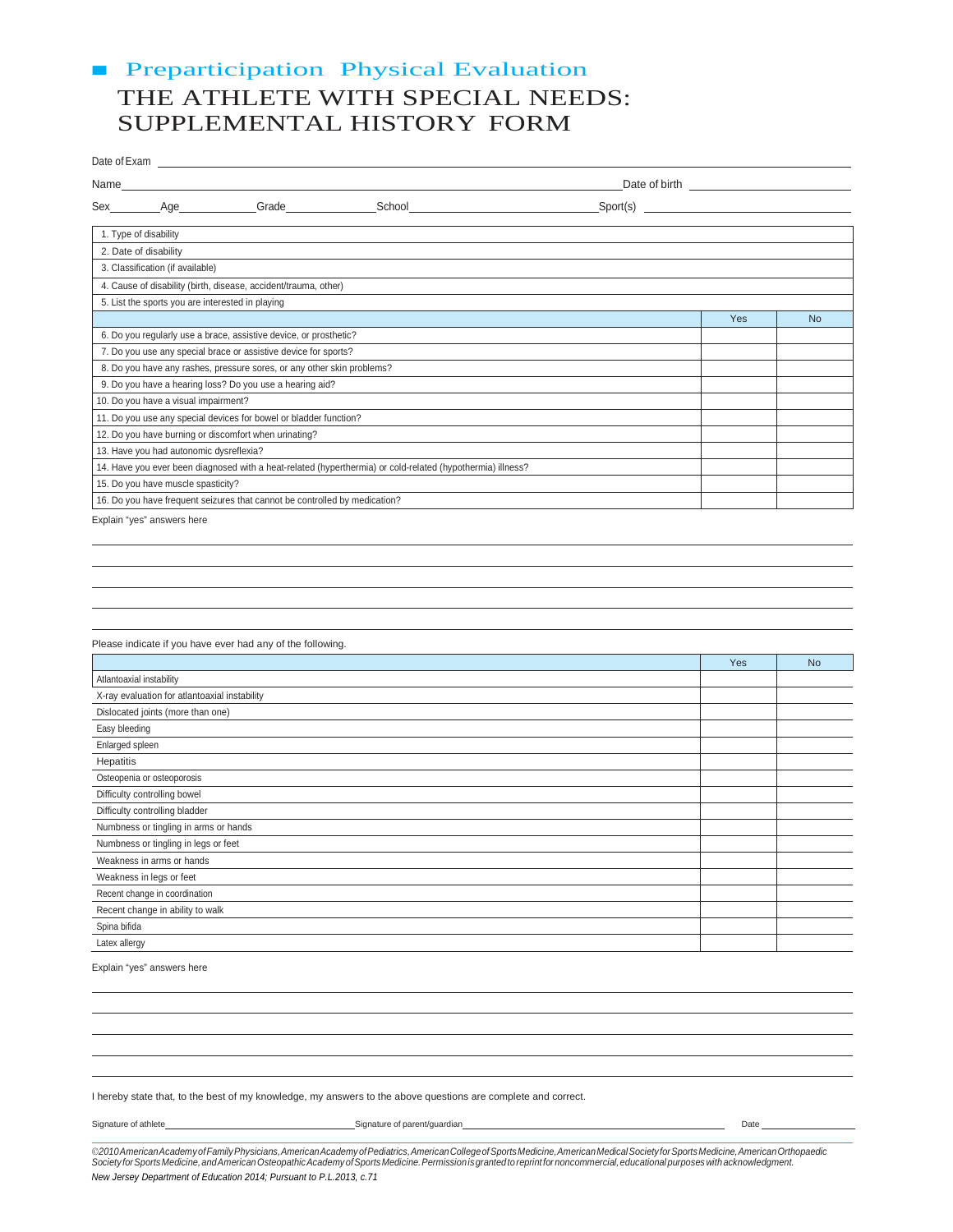# Preparticipation Physical Evaluation

# THE ATHLETE WITH SPECIAL NEEDS: SUPPLEMENTAL HISTORY FORM

Date of Exam ____________________

Name ____________________ Date of birth ____________________

Sex ______ Age ______ Grade ______ School ____________________ Sport(s) ____________________

| | | |
|---|---|---|
| 1. Type of disability | | |
| 2. Date of disability | | |
| 3. Classification (if available) | | |
| 4. Cause of disability (birth, disease, accident/trauma, other) | | |
| 5. List the sports you are interested in playing | | |
| | Yes | No |
| 6. Do you regularly use a brace, assistive device, or prosthetic? | | |
| 7. Do you use any special brace or assistive device for sports? | | |
| 8. Do you have any rashes, pressure sores, or any other skin problems? | | |
| 9. Do you have a hearing loss? Do you use a hearing aid? | | |
| 10. Do you have a visual impairment? | | |
| 11. Do you use any special devices for bowel or bladder function? | | |
| 12. Do you have burning or discomfort when urinating? | | |
| 13. Have you had autonomic dysreflexia? | | |
| 14. Have you ever been diagnosed with a heat-related (hyperthermia) or cold-related (hypothermia) illness? | | |
| 15. Do you have muscle spasticity? | | |
| 16. Do you have frequent seizures that cannot be controlled by medication? | | |

Explain "yes" answers here

____________________

____________________

____________________

____________________

Please indicate if you have ever had any of the following.

| | Yes | No |
|---|---|---|
| Atlantoaxial instability | | |
| X-ray evaluation for atlantoaxial instability | | |
| Dislocated joints (more than one) | | |
| Easy bleeding | | |
| Enlarged spleen | | |
| Hepatitis | | |
| Osteopenia or osteoporosis | | |
| Difficulty controlling bowel | | |
| Difficulty controlling bladder | | |
| Numbness or tingling in arms or hands | | |
| Numbness or tingling in legs or feet | | |
| Weakness in arms or hands | | |
| Weakness in legs or feet | | |
| Recent change in coordination | | |
| Recent change in ability to walk | | |
| Spina bifida | | |
| Latex allergy | | |

Explain "yes" answers here

____________________

____________________

____________________

____________________

____________________

I hereby state that, to the best of my knowledge, my answers to the above questions are complete and correct.

Signature of athlete ____________________ Signature of parent/guardian ____________________ Date ____________

*©2010 American Academy of Family Physicians, American Academy of Pediatrics, American College of Sports Medicine, American Medical Society for Sports Medicine, American Orthopaedic Society for Sports Medicine, and American Osteopathic Academy of Sports Medicine. Permission is granted to reprint for noncommercial, educational purposes with acknowledgment.*

*New Jersey Department of Education 2014; Pursuant to P.L.2013, c.71*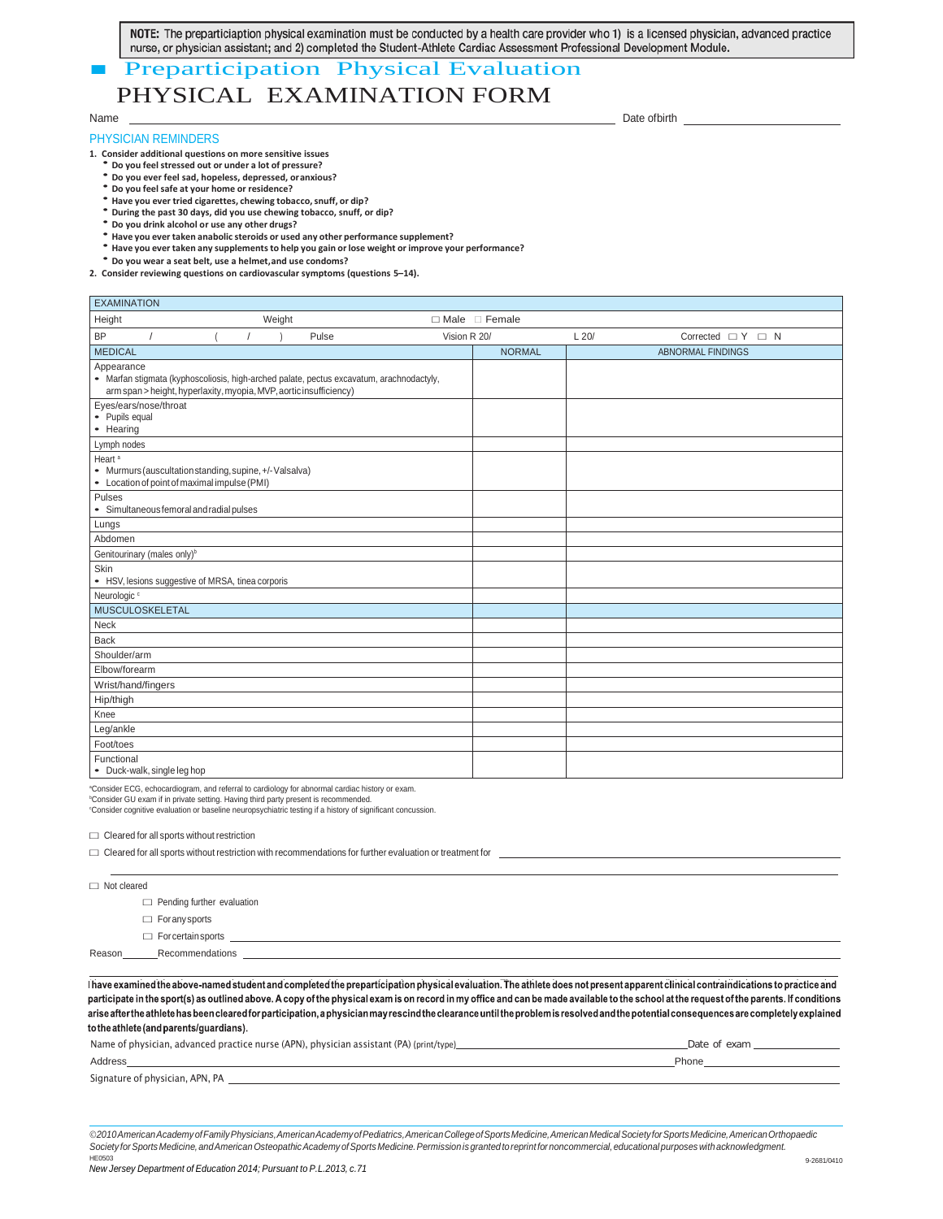**NOTE:** The preparticiaption physical examination must be conducted by a health care provider who 1) is a licensed physician, advanced practice nurse, or physician assistant; and 2) completed the Student-Athlete Cardiac Assessment Professional Development Module.

# Preparticipation Physical Evaluation

# PHYSICAL EXAMINATION FORM

Name ______________________________ Date ofbirth ______________

## PHYSICIAN REMINDERS

1. **Consider additional questions on more sensitive issues**
   - **Do you feel stressed out or under a lot of pressure?**
   - **Do you ever feel sad, hopeless, depressed, oranxious?**
   - **Do you feel safe at your home or residence?**
   - **Have you ever tried cigarettes, chewing tobacco, snuff, or dip?**
   - **During the past 30 days, did you use chewing tobacco, snuff, or dip?**
   - **Do you drink alcohol or use any other drugs?**
   - **Have you ever taken anabolic steroids or used any other performance supplement?**
   - **Have you ever taken any supplements to help you gain or lose weight or improve your performance?**
   - **Do you wear a seat belt, use a helmet,and use condoms?**
2. **Consider reviewing questions on cardiovascular symptoms (questions 5–14).**

| EXAMINATION | | | |
|---|---|---|---|
| Height | Weight | ☐ Male ☐ Female | |
| BP / ( / ) Pulse | Vision R 20/ | L 20/ | Corrected ☐ Y ☐ N |
| **MEDICAL** | **NORMAL** | **ABNORMAL FINDINGS** | |
| Appearance<br>• Marfan stigmata (kyphoscoliosis, high-arched palate, pectus excavatum, arachnodactyly, arm span > height, hyperlaxity, myopia, MVP, aortic insufficiency) | | | |
| Eyes/ears/nose/throat<br>• Pupils equal<br>• Hearing | | | |
| Lymph nodes | | | |
| Heart [a]<br>• Murmurs (auscultation standing, supine, +/- Valsalva)<br>• Location of point of maximal impulse (PMI) | | | |
| Pulses<br>• Simultaneous femoral and radial pulses | | | |
| Lungs | | | |
| Abdomen | | | |
| Genitourinary (males only)[b] | | | |
| Skin<br>• HSV, lesions suggestive of MRSA, tinea corporis | | | |
| Neurologic [c] | | | |
| **MUSCULOSKELETAL** | | | |
| Neck | | | |
| Back | | | |
| Shoulder/arm | | | |
| Elbow/forearm | | | |
| Wrist/hand/fingers | | | |
| Hip/thigh | | | |
| Knee | | | |
| Leg/ankle | | | |
| Foot/toes | | | |
| Functional<br>• Duck-walk, single leg hop | | | |

[a]Consider ECG, echocardiogram, and referral to cardiology for abnormal cardiac history or exam.
[b]Consider GU exam if in private setting. Having third party present is recommended.
[c]Consider cognitive evaluation or baseline neuropsychiatric testing if a history of significant concussion.

☐ Cleared for all sports without restriction

☐ Cleared for all sports without restriction with recommendations for further evaluation or treatment for ______________________________

☐ Not cleared

- ☐ Pending further evaluation
- ☐ For any sports
- ☐ For certain sports ______________________________

Reason______Recommendations ______________________________

**I have examined the above-named student and completed the preparticipation physical evaluation. The athlete does not present apparent clinical contraindications to practice and participate in the sport(s) as outlined above. A copy of the physical exam is on record in my office and can be made available to the school at the request of the parents. If conditions arise after the athlete has been cleared for participation, a physician may rescind the clearance until the problem is resolved and the potential consequences are completely explained to the athlete (and parents/guardians).**

Name of physician, advanced practice nurse (APN), physician assistant (PA) (print/type)______________________ Date of exam ______________

Address ______________________________ Phone ______________

Signature of physician, APN, PA ______________________________

*©2010 American Academy of Family Physicians, American Academy of Pediatrics, American College of Sports Medicine, American Medical Society for Sports Medicine, American Orthopaedic Society for Sports Medicine, and American Osteopathic Academy of Sports Medicine. Permission is granted to reprint for noncommercial, educational purposes with acknowledgment.*

HE0503 9-2681/0410

*New Jersey Department of Education 2014; Pursuant to P.L.2013, c.71*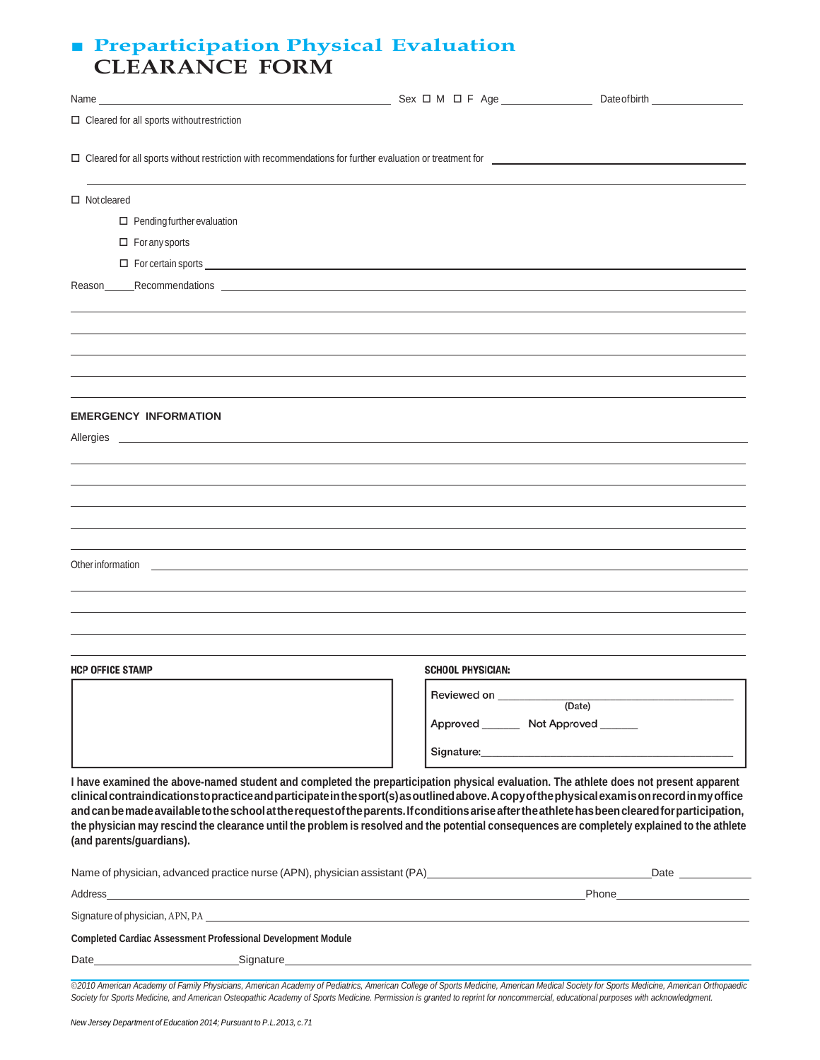# Preparticipation Physical Evaluation
# CLEARANCE FORM

Name ______________________ Sex ☐ M ☐ F Age ________ Date of birth ________

☐ Cleared for all sports without restriction

☐ Cleared for all sports without restriction with recommendations for further evaluation or treatment for ______________________

☐ Not cleared

- ☐ Pending further evaluation
- ☐ For any sports
- ☐ For certain sports ______________________

Reason _____ Recommendations ______________________

**EMERGENCY INFORMATION**

Allergies ______________________

Other information ______________________

**HCP OFFICE STAMP**

**SCHOOL PHYSICIAN:**

Reviewed on ______________________
(Date)

Approved ______ Not Approved ______

Signature: ______________________

**I have examined the above-named student and completed the preparticipation physical evaluation. The athlete does not present apparent clinical contraindications to practice and participate in the sport(s) as outlined above. A copy of the physical exam is on record in my office and can be made available to the school at the request of the parents. If conditions arise after the athlete has been cleared for participation, the physician may rescind the clearance until the problem is resolved and the potential consequences are completely explained to the athlete (and parents/guardians).**

Name of physician, advanced practice nurse (APN), physician assistant (PA) ______________________ Date ________

Address ______________________ Phone ________

Signature of physician, APN, PA ______________________

**Completed Cardiac Assessment Professional Development Module**

Date ________ Signature ______________________

*©2010 American Academy of Family Physicians, American Academy of Pediatrics, American College of Sports Medicine, American Medical Society for Sports Medicine, American Orthopaedic Society for Sports Medicine, and American Osteopathic Academy of Sports Medicine. Permission is granted to reprint for noncommercial, educational purposes with acknowledgment.*

*New Jersey Department of Education 2014; Pursuant to P.L.2013, c.71*